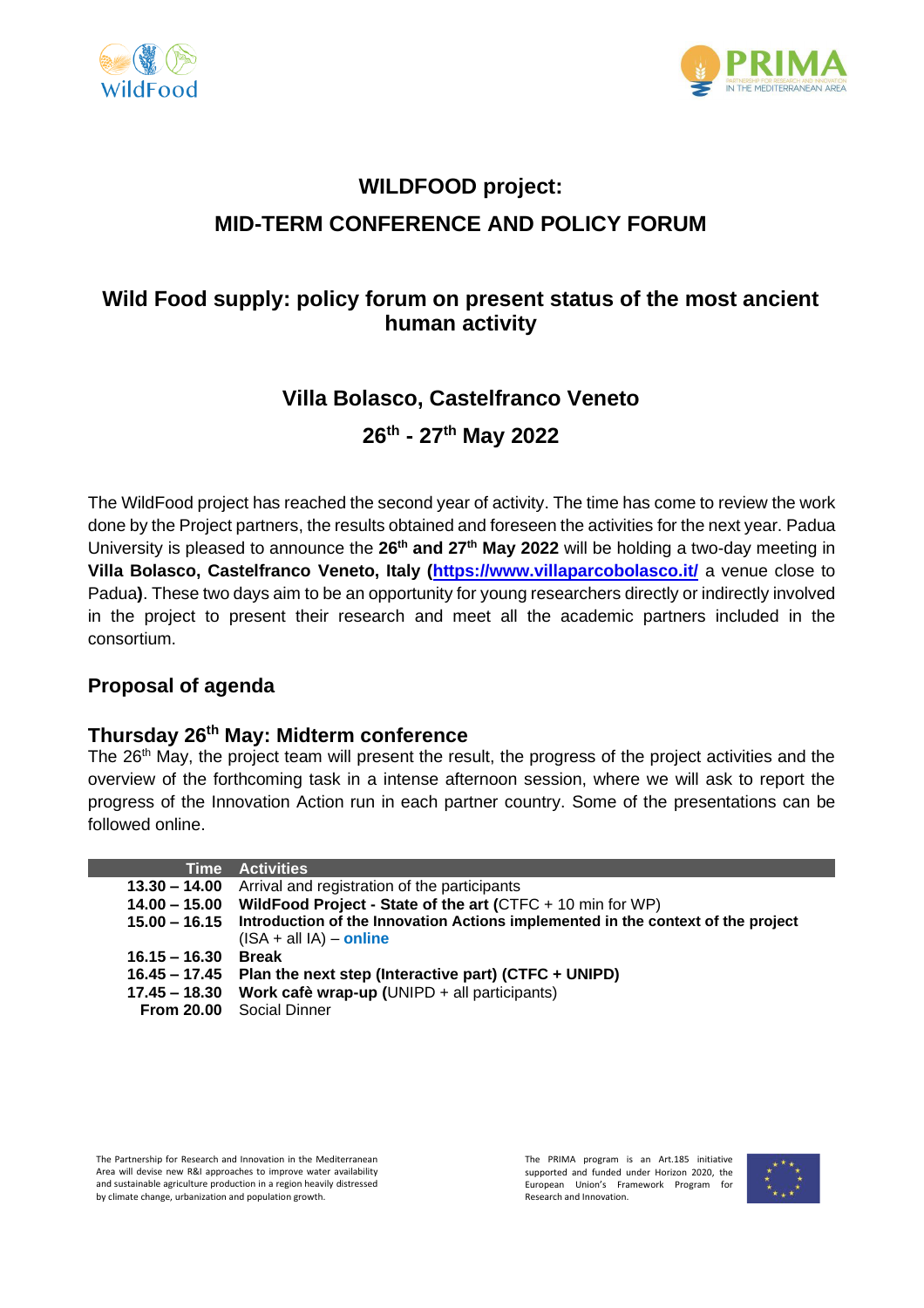# WILDFOOD project:
# MID-TERM CONFERENCE AND POLICY FORUM

## Wild Food supply: policy forum on present status of the most ancient human activity

## Villa Bolasco, Castelfranco Veneto

## 26th - 27th May 2022

The WildFood project has reached the second year of activity. The time has come to review the work done by the Project partners, the results obtained and foreseen the activities for the next year. Padua University is pleased to announce the **26th and 27th May 2022** will be holding a two-day meeting in **Villa Bolasco, Castelfranco Veneto, Italy (https://www.villaparcobolasco.it/** a venue close to Padua**)**. These two days aim to be an opportunity for young researchers directly or indirectly involved in the project to present their research and meet all the academic partners included in the consortium.

## Proposal of agenda

### Thursday 26th May: Midterm conference

The 26th May, the project team will present the result, the progress of the project activities and the overview of the forthcoming task in a intense afternoon session, where we will ask to report the progress of the Innovation Action run in each partner country. Some of the presentations can be followed online.

| Time | Activities |
|---|---|
| **13.30 – 14.00** | Arrival and registration of the participants |
| **14.00 – 15.00** | **WildFood Project - State of the art** (CTFC + 10 min for WP) |
| **15.00 – 16.15** | **Introduction of the Innovation Actions implemented in the context of the project** (ISA + all IA) – **online** |
| **16.15 – 16.30** | **Break** |
| **16.45 – 17.45** | **Plan the next step (Interactive part) (CTFC + UNIPD)** |
| **17.45 – 18.30** | **Work cafè wrap-up (**UNIPD + all participants) |
| **From 20.00** | Social Dinner |

The Partnership for Research and Innovation in the Mediterranean Area will devise new R&I approaches to improve water availability and sustainable agriculture production in a region heavily distressed by climate change, urbanization and population growth.

The PRIMA program is an Art.185 initiative supported and funded under Horizon 2020, the European Union's Framework Program for Research and Innovation.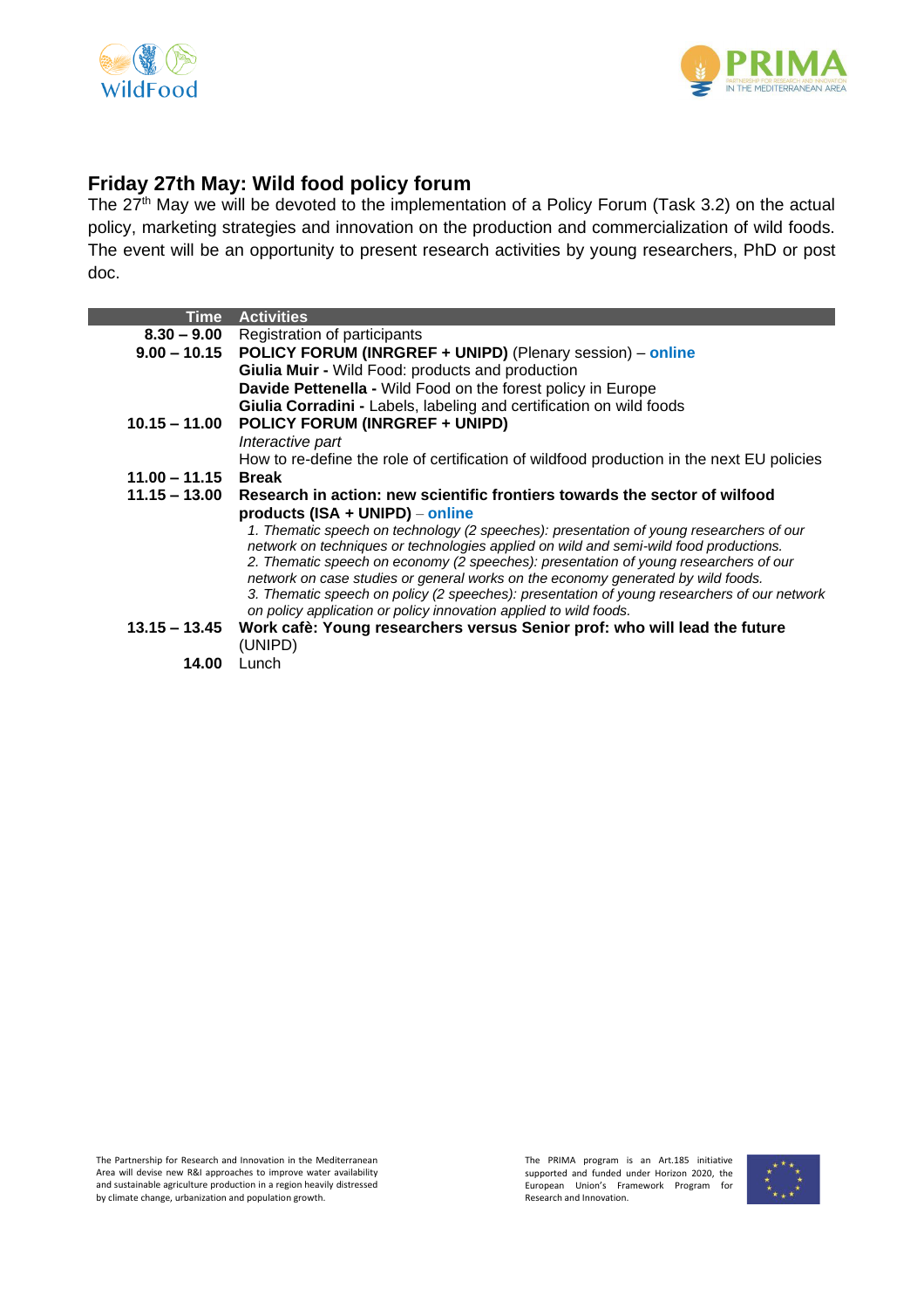## Friday 27th May: Wild food policy forum

The 27[th] May we will be devoted to the implementation of a Policy Forum (Task 3.2) on the actual policy, marketing strategies and innovation on the production and commercialization of wild foods. The event will be an opportunity to present research activities by young researchers, PhD or post doc.

| Time | Activities |
|---|---|
| 8.30 – 9.00 | Registration of participants |
| 9.00 – 10.15 | **POLICY FORUM (INRGREF + UNIPD)** (Plenary session) – **online**<br>**Giulia Muir -** Wild Food: products and production<br>**Davide Pettenella -** Wild Food on the forest policy in Europe<br>**Giulia Corradini -** Labels, labeling and certification on wild foods |
| 10.15 – 11.00 | **POLICY FORUM (INRGREF + UNIPD)**<br>*Interactive part*<br>How to re-define the role of certification of wildfood production in the next EU policies |
| 11.00 – 11.15 | **Break** |
| 11.15 – 13.00 | **Research in action: new scientific frontiers towards the sector of wilfood products (ISA + UNIPD)** – **online**<br>*1. Thematic speech on technology (2 speeches): presentation of young researchers of our network on techniques or technologies applied on wild and semi-wild food productions.*<br>*2. Thematic speech on economy (2 speeches): presentation of young researchers of our network on case studies or general works on the economy generated by wild foods.*<br>*3. Thematic speech on policy (2 speeches): presentation of young researchers of our network on policy application or policy innovation applied to wild foods.* |
| 13.15 – 13.45 | **Work cafè: Young researchers versus Senior prof: who will lead the future** (UNIPD) |
| 14.00 | Lunch |

The Partnership for Research and Innovation in the Mediterranean Area will devise new R&I approaches to improve water availability and sustainable agriculture production in a region heavily distressed by climate change, urbanization and population growth.

The PRIMA program is an Art.185 initiative supported and funded under Horizon 2020, the European Union's Framework Program for Research and Innovation.